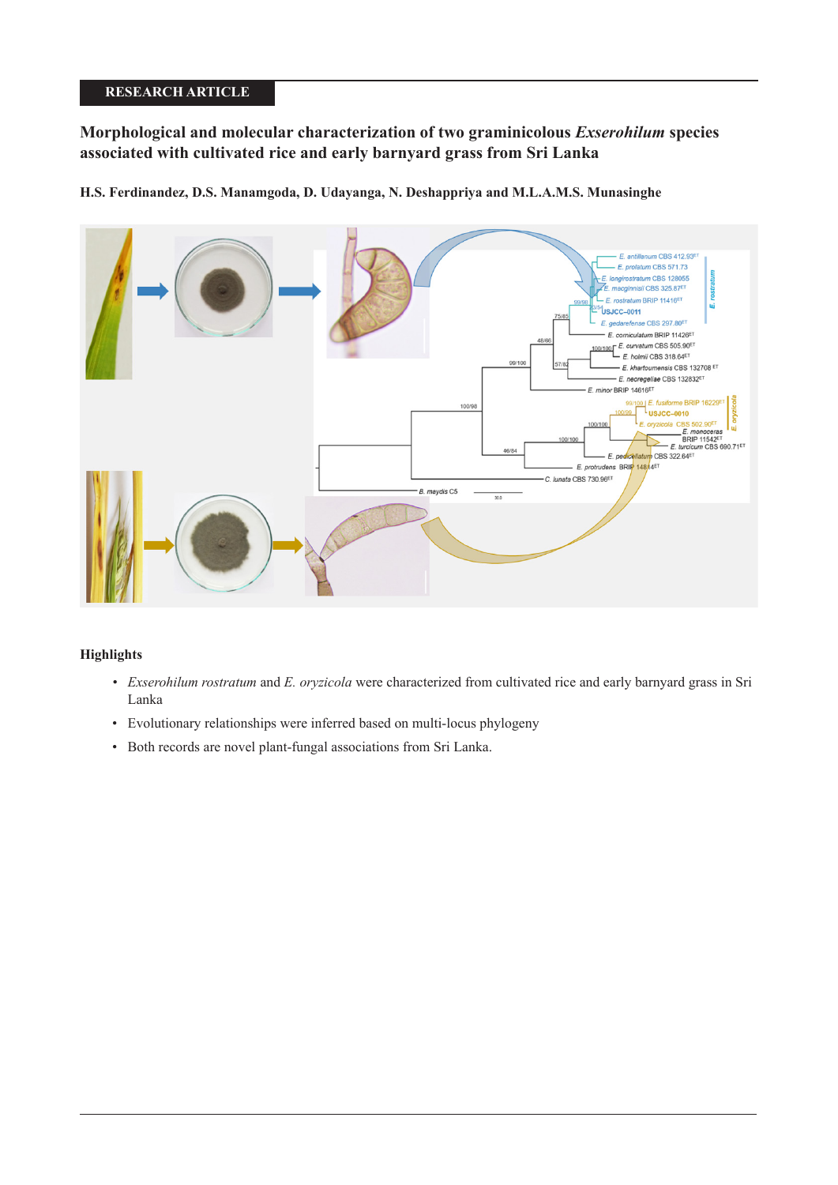RESEARCH ARTICLE

# Morphological and molecular characterization of two graminicolous *Exserohilum* species associated with cultivated rice and early barnyard grass from Sri Lanka

**H.S. Ferdinandez, D.S. Manamgoda, D. Udayanga, N. Deshappriya and M.L.A.M.S. Munasinghe**

## Highlights

- *Exserohilum rostratum* and *E. oryzicola* were characterized from cultivated rice and early barnyard grass in Sri Lanka
- Evolutionary relationships were inferred based on multi-locus phylogeny
- Both records are novel plant-fungal associations from Sri Lanka.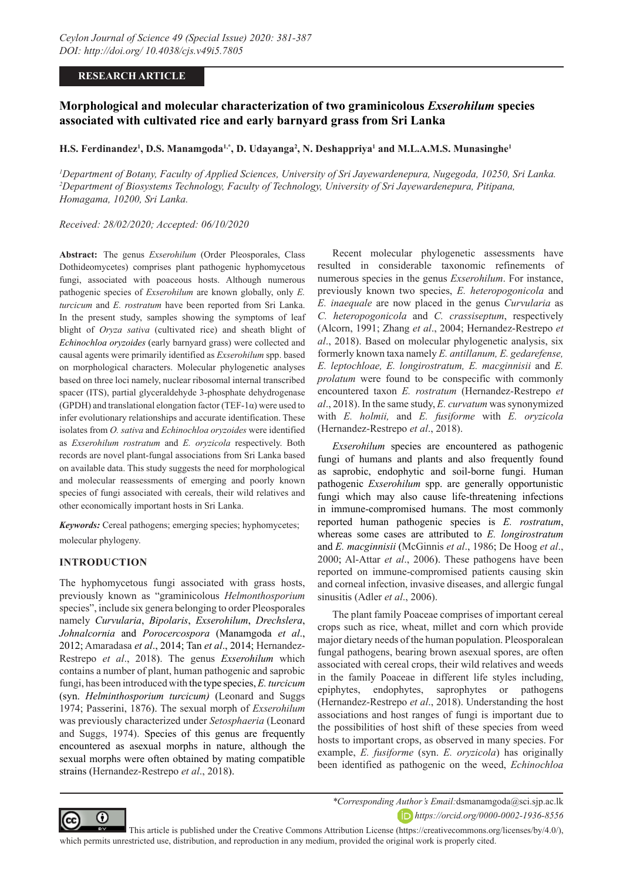## Morphological and molecular characterization of two graminicolous *Exserohilum* species associated with cultivated rice and early barnyard grass from Sri Lanka

**H.S. Ferdinandez[1], D.S. Manamgoda[1,*], D. Udayanga[2], N. Deshappriya[1] and M.L.A.M.S. Munasinghe[1]**

*[1]Department of Botany, Faculty of Applied Sciences, University of Sri Jayewardenepura, Nugegoda, 10250, Sri Lanka.*
*[2]Department of Biosystems Technology, Faculty of Technology, University of Sri Jayewardenepura, Pitipana, Homagama, 10200, Sri Lanka.*

*Received: 28/02/2020; Accepted: 06/10/2020*

**Abstract:** The genus *Exserohilum* (Order Pleosporales, Class Dothideomycetes) comprises plant pathogenic hyphomycetous fungi, associated with poaceous hosts. Although numerous pathogenic species of *Exserohilum* are known globally, only *E. turcicum* and *E. rostratum* have been reported from Sri Lanka. In the present study, samples showing the symptoms of leaf blight of *Oryza sativa* (cultivated rice) and sheath blight of *Echinochloa oryzoides* (early barnyard grass) were collected and causal agents were primarily identified as *Exserohilum* spp. based on morphological characters. Molecular phylogenetic analyses based on three loci namely, nuclear ribosomal internal transcribed spacer (ITS), partial glyceraldehyde 3-phosphate dehydrogenase (GPDH) and translational elongation factor (TEF-1α) were used to infer evolutionary relationships and accurate identification. These isolates from *O. sativa* and *Echinochloa oryzoides* were identified as *Exserohilum rostratum* and *E. oryzicola* respectively. Both records are novel plant-fungal associations from Sri Lanka based on available data. This study suggests the need for morphological and molecular reassessments of emerging and poorly known species of fungi associated with cereals, their wild relatives and other economically important hosts in Sri Lanka.

***Keywords:*** Cereal pathogens; emerging species; hyphomycetes; molecular phylogeny.

### INTRODUCTION

The hyphomycetous fungi associated with grass hosts, previously known as "graminicolous *Helmonthosporium* species", include six genera belonging to order Pleosporales namely *Curvularia*, *Bipolaris*, *Exserohilum*, *Drechslera*, *Johnalcornia* and *Porocercospora* (Manamgoda *et al*., 2012; Amaradasa *et al*., 2014; Tan *et al*., 2014; Hernandez-Restrepo *et al*., 2018). The genus *Exserohilum* which contains a number of plant, human pathogenic and saprobic fungi, has been introduced with the type species, *E. turcicum* (syn. *Helminthosporium turcicum)* (Leonard and Suggs 1974; Passerini, 1876). The sexual morph of *Exserohilum* was previously characterized under *Setosphaeria* (Leonard and Suggs, 1974). Species of this genus are frequently encountered as asexual morphs in nature, although the sexual morphs were obtained by mating compatible strains (Hernandez-Restrepo *et al*., 2018).

Recent molecular phylogenetic assessments have resulted in considerable taxonomic refinements of numerous species in the genus *Exserohilum*. For instance, previously known two species, *E. heteropogonicola* and *E. inaequale* are now placed in the genus *Curvularia* as *C. heteropogonicola* and *C. crassiseptum*, respectively (Alcorn, 1991; Zhang *et al*., 2004; Hernandez-Restrepo *et al*., 2018). Based on molecular phylogenetic analysis, six formerly known taxa namely *E. antillanum, E. gedarefense, E. leptochloae, E. longirostratum, E. macginnisii* and *E. prolatum* were found to be conspecific with commonly encountered taxon *E. rostratum* (Hernandez-Restrepo *et al*., 2018). In the same study, *E. curvatum* was synonymized with *E. holmii,* and *E. fusiforme* with *E. oryzicola* (Hernandez-Restrepo *et al*., 2018).

*Exserohilum* species are encountered as pathogenic fungi of humans and plants and also frequently found as saprobic, endophytic and soil-borne fungi. Human pathogenic *Exserohilum* spp. are generally opportunistic fungi which may also cause life-threatening infections in immune-compromised humans. The most commonly reported human pathogenic species is *E. rostratum*, whereas some cases are attributed to *E. longirostratum* and *E. macginnisii* (McGinnis *et al*., 1986; De Hoog *et al*., 2000; Al-Attar *et al*., 2006). These pathogens have been reported on immune-compromised patients causing skin and corneal infection, invasive diseases, and allergic fungal sinusitis (Adler *et al*., 2006).

The plant family Poaceae comprises of important cereal crops such as rice, wheat, millet and corn which provide major dietary needs of the human population. Pleosporalean fungal pathogens, bearing brown asexual spores, are often associated with cereal crops, their wild relatives and weeds in the family Poaceae in different life styles including, epiphytes, endophytes, saprophytes or pathogens (Hernandez-Restrepo *et al*., 2018). Understanding the host associations and host ranges of fungi is important due to the possibilities of host shift of these species from weed hosts to important crops, as observed in many species. For example, *E. fusiforme* (syn. *E. oryzicola*) has originally been identified as pathogenic on the weed, *Echinochloa*

*\*Corresponding Author's Email:* dsmanamgoda@sci.sjp.ac.lk
*https://orcid.org/0000-0002-1936-8556*

This article is published under the Creative Commons Attribution License (https://creativecommons.org/licenses/by/4.0/), which permits unrestricted use, distribution, and reproduction in any medium, provided the original work is properly cited.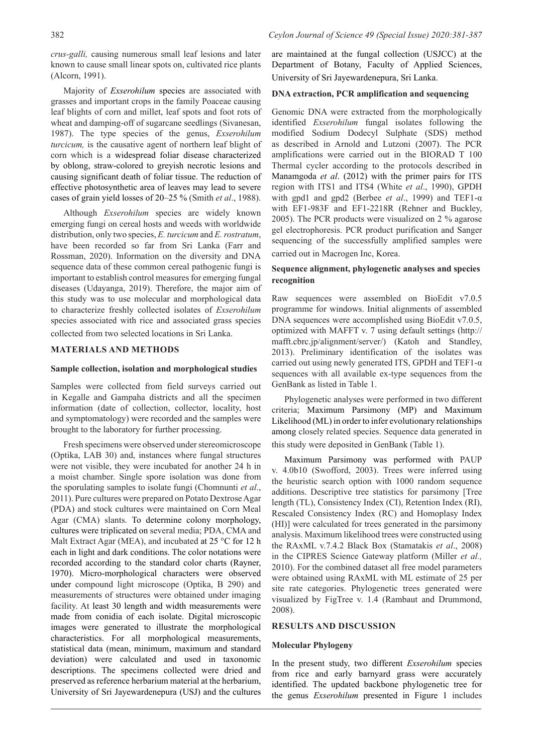*crus-galli,* causing numerous small leaf lesions and later known to cause small linear spots on, cultivated rice plants (Alcorn, 1991).

Majority of *Exserohilum* species are associated with grasses and important crops in the family Poaceae causing leaf blights of corn and millet, leaf spots and foot rots of wheat and damping-off of sugarcane seedlings (Sivanesan, 1987). The type species of the genus, *Exserohilum turcicum,* is the causative agent of northern leaf blight of corn which is a widespread foliar disease characterized by oblong, straw-colored to greyish necrotic lesions and causing significant death of foliar tissue. The reduction of effective photosynthetic area of leaves may lead to severe cases of grain yield losses of 20–25 % (Smith *et al*., 1988).

Although *Exserohilum* species are widely known emerging fungi on cereal hosts and weeds with worldwide distribution, only two species, *E. turcicum* and *E. rostratum*, have been recorded so far from Sri Lanka (Farr and Rossman, 2020). Information on the diversity and DNA sequence data of these common cereal pathogenic fungi is important to establish control measures for emerging fungal diseases (Udayanga, 2019). Therefore, the major aim of this study was to use molecular and morphological data to characterize freshly collected isolates of *Exserohilum* species associated with rice and associated grass species collected from two selected locations in Sri Lanka.

## MATERIALS AND METHODS

### Sample collection, isolation and morphological studies

Samples were collected from field surveys carried out in Kegalle and Gampaha districts and all the specimen information (date of collection, collector, locality, host and symptomatology) were recorded and the samples were brought to the laboratory for further processing.

Fresh specimens were observed under stereomicroscope (Optika, LAB 30) and, instances where fungal structures were not visible, they were incubated for another 24 h in a moist chamber. Single spore isolation was done from the sporulating samples to isolate fungi (Chomnunti *et al*., 2011). Pure cultures were prepared on Potato Dextrose Agar (PDA) and stock cultures were maintained on Corn Meal Agar (CMA) slants. To determine colony morphology, cultures were triplicated on several media; PDA, CMA and Malt Extract Agar (MEA), and incubated at 25 °C for 12 h each in light and dark conditions. The color notations were recorded according to the standard color charts (Rayner, 1970). Micro-morphological characters were observed under compound light microscope (Optika, B 290) and measurements of structures were obtained under imaging facility. At least 30 length and width measurements were made from conidia of each isolate. Digital microscopic images were generated to illustrate the morphological characteristics. For all morphological measurements, statistical data (mean, minimum, maximum and standard deviation) were calculated and used in taxonomic descriptions. The specimens collected were dried and preserved as reference herbarium material at the herbarium, University of Sri Jayewardenepura (USJ) and the cultures are maintained at the fungal collection (USJCC) at the Department of Botany, Faculty of Applied Sciences, University of Sri Jayewardenepura, Sri Lanka.

### DNA extraction, PCR amplification and sequencing

Genomic DNA were extracted from the morphologically identified *Exserohilum* fungal isolates following the modified Sodium Dodecyl Sulphate (SDS) method as described in Arnold and Lutzoni (2007). The PCR amplifications were carried out in the BIORAD T 100 Thermal cycler according to the protocols described in Manamgoda *et al*. (2012) with the primer pairs for ITS region with ITS1 and ITS4 (White *et al*., 1990), GPDH with gpd1 and gpd2 (Berbee *et al*., 1999) and TEF1-α with EF1-983F and EF1-2218R (Rehner and Buckley, 2005). The PCR products were visualized on 2 % agarose gel electrophoresis. PCR product purification and Sanger sequencing of the successfully amplified samples were carried out in Macrogen Inc, Korea.

### Sequence alignment, phylogenetic analyses and species recognition

Raw sequences were assembled on BioEdit v7.0.5 programme for windows. Initial alignments of assembled DNA sequences were accomplished using BioEdit v7.0.5, optimized with MAFFT v. 7 using default settings (http://mafft.cbrc.jp/alignment/server/) (Katoh and Standley, 2013). Preliminary identification of the isolates was carried out using newly generated ITS, GPDH and TEF1-α sequences with all available ex-type sequences from the GenBank as listed in Table 1.

Phylogenetic analyses were performed in two different criteria; Maximum Parsimony (MP) and Maximum Likelihood (ML) in order to infer evolutionary relationships among closely related species. Sequence data generated in this study were deposited in GenBank (Table 1).

Maximum Parsimony was performed with PAUP v. 4.0b10 (Swofford, 2003). Trees were inferred using the heuristic search option with 1000 random sequence additions. Descriptive tree statistics for parsimony [Tree length (TL), Consistency Index (CI), Retention Index (RI), Rescaled Consistency Index (RC) and Homoplasy Index (HI)] were calculated for trees generated in the parsimony analysis. Maximum likelihood trees were constructed using the RAxML v.7.4.2 Black Box (Stamatakis *et al*., 2008) in the CIPRES Science Gateway platform (Miller *et al.,* 2010). For the combined dataset all free model parameters were obtained using RAxML with ML estimate of 25 per site rate categories. Phylogenetic trees generated were visualized by FigTree v. 1.4 (Rambaut and Drummond, 2008).

## RESULTS AND DISCUSSION

### Molecular Phylogeny

In the present study, two different *Exserohilum* species from rice and early barnyard grass were accurately identified. The updated backbone phylogenetic tree for the genus *Exserohilum* presented in Figure 1 includes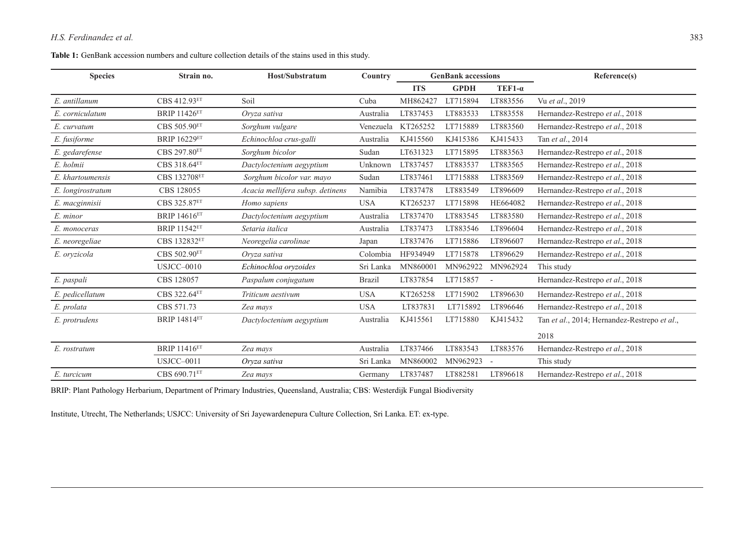**Table 1:** GenBank accession numbers and culture collection details of the stains used in this study.

| Species | Strain no. | Host/Substratum | Country | GenBank accessions | | | Reference(s) |
|---|---|---|---|---|---|---|---|
| | | | | ITS | GPDH | TEF1-α | |
| *E. antillanum* | CBS 412.93[ET] | Soil | Cuba | MH862427 | LT715894 | LT883556 | Vu *et al*., 2019 |
| *E. corniculatum* | BRIP 11426[ET] | *Oryza sativa* | Australia | LT837453 | LT883533 | LT883558 | Hernandez-Restrepo *et al*., 2018 |
| *E. curvatum* | CBS 505.90[ET] | *Sorghum vulgare* | Venezuela | KT265252 | LT715889 | LT883560 | Hernandez-Restrepo *et al*., 2018 |
| *E. fusiforme* | BRIP 16229[ET] | *Echinochloa crus-galli* | Australia | KJ415560 | KJ415386 | KJ415433 | Tan *et al*., 2014 |
| *E. gedarefense* | CBS 297.80[ET] | *Sorghum bicolor* | Sudan | LT631323 | LT715895 | LT883563 | Hernandez-Restrepo *et al*., 2018 |
| *E. holmii* | CBS 318.64[ET] | *Dactyloctenium aegyptium* | Unknown | LT837457 | LT883537 | LT883565 | Hernandez-Restrepo *et al*., 2018 |
| *E. khartoumensis* | CBS 132708[ET] | *Sorghum bicolor var. mayo* | Sudan | LT837461 | LT715888 | LT883569 | Hernandez-Restrepo *et al*., 2018 |
| *E. longirostratum* | CBS 128055 | *Acacia mellifera subsp. detinens* | Namibia | LT837478 | LT883549 | LT896609 | Hernandez-Restrepo *et al*., 2018 |
| *E. macginnisii* | CBS 325.87[ET] | *Homo sapiens* | USA | KT265237 | LT715898 | HE664082 | Hernandez-Restrepo *et al*., 2018 |
| *E. minor* | BRIP 14616[ET] | *Dactyloctenium aegyptium* | Australia | LT837470 | LT883545 | LT883580 | Hernandez-Restrepo *et al*., 2018 |
| *E. monoceras* | BRIP 11542[ET] | *Setaria italica* | Australia | LT837473 | LT883546 | LT896604 | Hernandez-Restrepo *et al*., 2018 |
| *E. neoregeliae* | CBS 132832[ET] | *Neoregelia carolinae* | Japan | LT837476 | LT715886 | LT896607 | Hernandez-Restrepo *et al*., 2018 |
| *E. oryzicola* | CBS 502.90[ET] | *Oryza sativa* | Colombia | HF934949 | LT715878 | LT896629 | Hernandez-Restrepo *et al*., 2018 |
| | USJCC–0010 | *Echinochloa oryzoides* | Sri Lanka | MN860001 | MN962922 | MN962924 | This study |
| *E. paspali* | CBS 128057 | *Paspalum conjugatum* | Brazil | LT837854 | LT715857 | - | Hernandez-Restrepo *et al*., 2018 |
| *E. pedicellatum* | CBS 322.64[ET] | *Triticum aestivum* | USA | KT265258 | LT715902 | LT896630 | Hernandez-Restrepo *et al*., 2018 |
| *E. prolata* | CBS 571.73 | *Zea mays* | USA | LT837831 | LT715892 | LT896646 | Hernandez-Restrepo *et al*., 2018 |
| *E. protrudens* | BRIP 14814[ET] | *Dactyloctenium aegyptium* | Australia | KJ415561 | LT715880 | KJ415432 | Tan *et al*., 2014; Hernandez-Restrepo *et al*., 2018 |
| *E. rostratum* | BRIP 11416[ET] | *Zea mays* | Australia | LT837466 | LT883543 | LT883576 | Hernandez-Restrepo *et al*., 2018 |
| | USJCC–0011 | *Oryza sativa* | Sri Lanka | MN860002 | MN962923 | - | This study |
| *E. turcicum* | CBS 690.71[ET] | *Zea mays* | Germany | LT837487 | LT882581 | LT896618 | Hernandez-Restrepo *et al*., 2018 |

BRIP: Plant Pathology Herbarium, Department of Primary Industries, Queensland, Australia; CBS: Westerdijk Fungal Biodiversity Institute, Utrecht, The Netherlands; USJCC: University of Sri Jayewardenepura Culture Collection, Sri Lanka. ET: ex-type.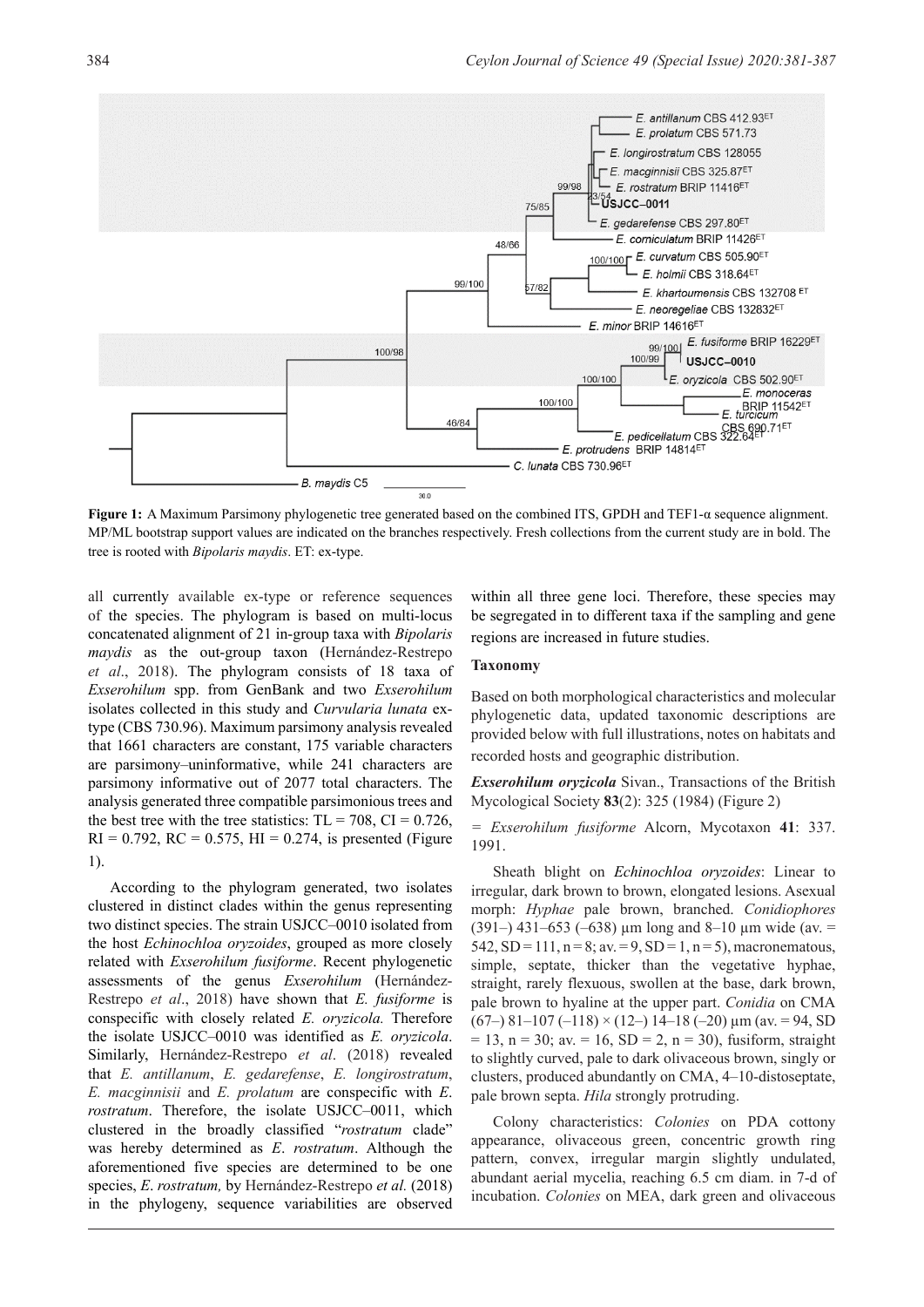**Figure 1:** A Maximum Parsimony phylogenetic tree generated based on the combined ITS, GPDH and TEF1-α sequence alignment. MP/ML bootstrap support values are indicated on the branches respectively. Fresh collections from the current study are in bold. The tree is rooted with *Bipolaris maydis*. ET: ex-type.

all currently available ex-type or reference sequences of the species. The phylogram is based on multi-locus concatenated alignment of 21 in-group taxa with *Bipolaris maydis* as the out-group taxon (Hernández-Restrepo *et al*., 2018). The phylogram consists of 18 taxa of *Exserohilum* spp. from GenBank and two *Exserohilum* isolates collected in this study and *Curvularia lunata* ex-type (CBS 730.96). Maximum parsimony analysis revealed that 1661 characters are constant, 175 variable characters are parsimony–uninformative, while 241 characters are parsimony informative out of 2077 total characters. The analysis generated three compatible parsimonious trees and the best tree with the tree statistics: TL = 708, CI = 0.726, RI = 0.792, RC = 0.575, HI = 0.274, is presented (Figure 1).

According to the phylogram generated, two isolates clustered in distinct clades within the genus representing two distinct species. The strain USJCC–0010 isolated from the host *Echinochloa oryzoides*, grouped as more closely related with *Exserohilum fusiforme*. Recent phylogenetic assessments of the genus *Exserohilum* (Hernández-Restrepo *et al*., 2018) have shown that *E. fusiforme* is conspecific with closely related *E. oryzicola.* Therefore the isolate USJCC–0010 was identified as *E. oryzicola*. Similarly, Hernández-Restrepo *et al*. (2018) revealed that *E. antillanum*, *E. gedarefense*, *E. longirostratum*, *E. macginnisii* and *E. prolatum* are conspecific with *E. rostratum*. Therefore, the isolate USJCC–0011, which clustered in the broadly classified "*rostratum* clade" was hereby determined as *E. rostratum*. Although the aforementioned five species are determined to be one species, *E. rostratum,* by Hernández-Restrepo *et al.* (2018) in the phylogeny, sequence variabilities are observed within all three gene loci. Therefore, these species may be segregated in to different taxa if the sampling and gene regions are increased in future studies.

### Taxonomy

Based on both morphological characteristics and molecular phylogenetic data, updated taxonomic descriptions are provided below with full illustrations, notes on habitats and recorded hosts and geographic distribution.

***Exserohilum oryzicola*** Sivan., Transactions of the British Mycological Society **83**(2): 325 (1984) (Figure 2)

= *Exserohilum fusiforme* Alcorn, Mycotaxon **41**: 337. 1991.

Sheath blight on *Echinochloa oryzoides*: Linear to irregular, dark brown to brown, elongated lesions. Asexual morph: *Hyphae* pale brown, branched. *Conidiophores* (391–) 431–653 (–638) µm long and 8–10 µm wide (av. = 542, SD = 111, n = 8; av. = 9, SD = 1, n = 5), macronematous, simple, septate, thicker than the vegetative hyphae, straight, rarely flexuous, swollen at the base, dark brown, pale brown to hyaline at the upper part. *Conidia* on CMA (67–) 81–107 (–118) × (12–) 14–18 (–20) µm (av. = 94, SD = 13, n = 30; av. = 16, SD = 2, n = 30), fusiform, straight to slightly curved, pale to dark olivaceous brown, singly or clusters, produced abundantly on CMA, 4–10-distoseptate, pale brown septa. *Hila* strongly protruding.

Colony characteristics: *Colonies* on PDA cottony appearance, olivaceous green, concentric growth ring pattern, convex, irregular margin slightly undulated, abundant aerial mycelia, reaching 6.5 cm diam. in 7-d of incubation. *Colonies* on MEA, dark green and olivaceous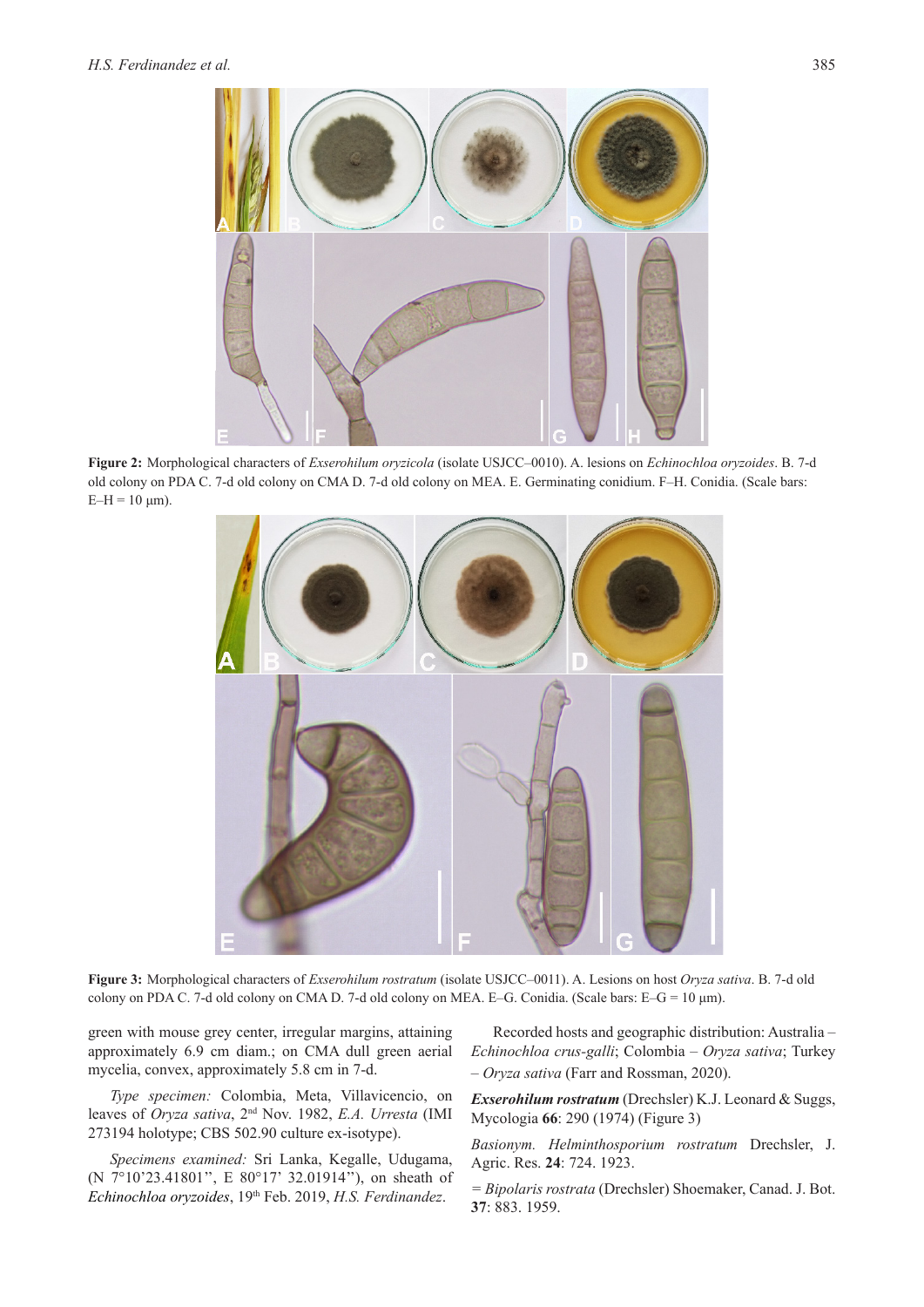**Figure 2:** Morphological characters of *Exserohilum oryzicola* (isolate USJCC–0010). A. lesions on *Echinochloa oryzoides*. B. 7-d old colony on PDA C. 7-d old colony on CMA D. 7-d old colony on MEA. E. Germinating conidium. F–H. Conidia. (Scale bars: E–H = 10 µm).

**Figure 3:** Morphological characters of *Exserohilum rostratum* (isolate USJCC–0011). A. Lesions on host *Oryza sativa*. B. 7-d old colony on PDA C. 7-d old colony on CMA D. 7-d old colony on MEA. E–G. Conidia. (Scale bars: E–G = 10 µm).

green with mouse grey center, irregular margins, attaining approximately 6.9 cm diam.; on CMA dull green aerial mycelia, convex, approximately 5.8 cm in 7-d.

*Type specimen:* Colombia, Meta, Villavicencio, on leaves of *Oryza sativa*, 2nd Nov. 1982, *E.A. Urresta* (IMI 273194 holotype; CBS 502.90 culture ex-isotype).

*Specimens examined:* Sri Lanka, Kegalle, Udugama, (N 7°10'23.41801'', E 80°17' 32.01914''), on sheath of *Echinochloa oryzoides*, 19th Feb. 2019, *H.S. Ferdinandez*.

Recorded hosts and geographic distribution: Australia – *Echinochloa crus-galli*; Colombia – *Oryza sativa*; Turkey – *Oryza sativa* (Farr and Rossman, 2020).

***Exserohilum rostratum*** (Drechsler) K.J. Leonard & Suggs, Mycologia **66**: 290 (1974) (Figure 3)

*Basionym. Helminthosporium rostratum* Drechsler, J. Agric. Res. **24**: 724. 1923.

= *Bipolaris rostrata* (Drechsler) Shoemaker, Canad. J. Bot. **37**: 883. 1959.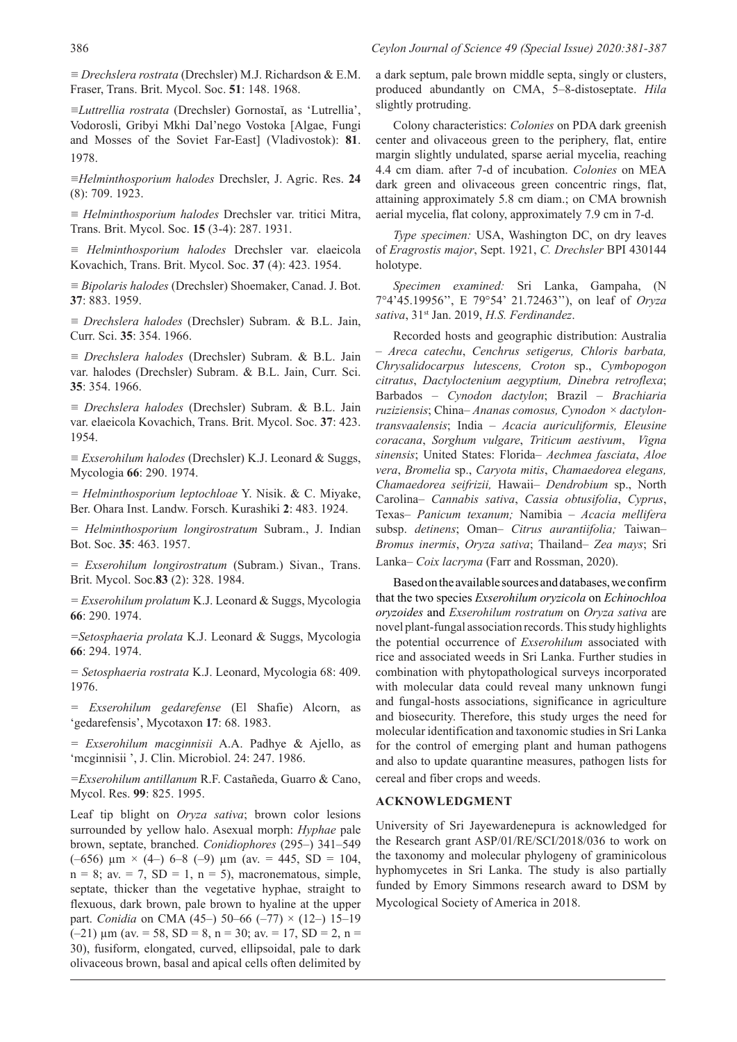≡ *Drechslera rostrata* (Drechsler) M.J. Richardson & E.M. Fraser, Trans. Brit. Mycol. Soc. **51**: 148. 1968.

≡*Luttrellia rostrata* (Drechsler) Gornostaĭ, as 'Lutrellia', Vodorosli, Gribyi Mkhi Dal'nego Vostoka [Algae, Fungi and Mosses of the Soviet Far-East] (Vladivostok): **81**. 1978.

≡*Helminthosporium halodes* Drechsler, J. Agric. Res. **24** (8): 709. 1923.

≡ *Helminthosporium halodes* Drechsler var. tritici Mitra, Trans. Brit. Mycol. Soc. **15** (3-4): 287. 1931.

≡ *Helminthosporium halodes* Drechsler var. elaeicola Kovachich, Trans. Brit. Mycol. Soc. **37** (4): 423. 1954.

≡ *Bipolaris halodes* (Drechsler) Shoemaker, Canad. J. Bot. **37**: 883. 1959.

≡ *Drechslera halodes* (Drechsler) Subram. & B.L. Jain, Curr. Sci. **35**: 354. 1966.

≡ *Drechslera halodes* (Drechsler) Subram. & B.L. Jain var. halodes (Drechsler) Subram. & B.L. Jain, Curr. Sci. **35**: 354. 1966.

≡ *Drechslera halodes* (Drechsler) Subram. & B.L. Jain var. elaeicola Kovachich, Trans. Brit. Mycol. Soc. **37**: 423. 1954.

≡ *Exserohilum halodes* (Drechsler) K.J. Leonard & Suggs, Mycologia **66**: 290. 1974.

= *Helminthosporium leptochloae* Y. Nisik. & C. Miyake, Ber. Ohara Inst. Landw. Forsch. Kurashiki **2**: 483. 1924.

= *Helminthosporium longirostratum* Subram., J. Indian Bot. Soc. **35**: 463. 1957.

= *Exserohilum longirostratum* (Subram.) Sivan., Trans. Brit. Mycol. Soc.**83** (2): 328. 1984.

= *Exserohilum prolatum* K.J. Leonard & Suggs, Mycologia **66**: 290. 1974.

=*Setosphaeria prolata* K.J. Leonard & Suggs, Mycologia **66**: 294. 1974.

= *Setosphaeria rostrata* K.J. Leonard, Mycologia 68: 409. 1976.

= *Exserohilum gedarefense* (El Shafie) Alcorn, as 'gedarefensis', Mycotaxon **17**: 68. 1983.

= *Exserohilum macginnisii* A.A. Padhye & Ajello, as 'mcginnisii ', J. Clin. Microbiol. 24: 247. 1986.

=*Exserohilum antillanum* R.F. Castañeda, Guarro & Cano, Mycol. Res. **99**: 825. 1995.

Leaf tip blight on *Oryza sativa*; brown color lesions surrounded by yellow halo. Asexual morph: *Hyphae* pale brown, septate, branched. *Conidiophores* (295–) 341–549 (–656) µm × (4–) 6–8 (–9) µm (av. = 445, SD = 104, n = 8; av. = 7, SD = 1, n = 5), macronematous, simple, septate, thicker than the vegetative hyphae, straight to flexuous, dark brown, pale brown to hyaline at the upper part. *Conidia* on CMA (45–) 50–66 (–77) × (12–) 15–19 (–21) µm (av. = 58, SD = 8, n = 30; av. = 17, SD = 2, n = 30), fusiform, elongated, curved, ellipsoidal, pale to dark olivaceous brown, basal and apical cells often delimited by a dark septum, pale brown middle septa, singly or clusters, produced abundantly on CMA, 5–8-distoseptate. *Hila* slightly protruding.

Colony characteristics: *Colonies* on PDA dark greenish center and olivaceous green to the periphery, flat, entire margin slightly undulated, sparse aerial mycelia, reaching 4.4 cm diam. after 7-d of incubation. *Colonies* on MEA dark green and olivaceous green concentric rings, flat, attaining approximately 5.8 cm diam.; on CMA brownish aerial mycelia, flat colony, approximately 7.9 cm in 7-d.

*Type specimen:* USA, Washington DC, on dry leaves of *Eragrostis major*, Sept. 1921, *C. Drechsler* BPI 430144 holotype.

*Specimen examined:* Sri Lanka, Gampaha, (N 7°4'45.19956'', E 79°54' 21.72463''), on leaf of *Oryza sativa*, 31st Jan. 2019, *H.S. Ferdinandez*.

Recorded hosts and geographic distribution: Australia – *Areca catechu*, *Cenchrus setigerus, Chloris barbata, Chrysalidocarpus lutescens, Croton* sp., *Cymbopogon citratus*, *Dactyloctenium aegyptium, Dinebra retroflexa*; Barbados – *Cynodon dactylon*; Brazil – *Brachiaria ruziziensis*; China– *Ananas comosus, Cynodon × dactylon-transvaalensis*; India – *Acacia auriculiformis, Eleusine coracana*, *Sorghum vulgare*, *Triticum aestivum*, *Vigna sinensis*; United States: Florida– *Aechmea fasciata*, *Aloe vera*, *Bromelia* sp., *Caryota mitis*, *Chamaedorea elegans, Chamaedorea seifrizii,* Hawaii– *Dendrobium* sp., North Carolina– *Cannabis sativa*, *Cassia obtusifolia*, *Cyprus*, Texas– *Panicum texanum;* Namibia – *Acacia mellifera* subsp. *detinens*; Oman– *Citrus aurantiifolia;* Taiwan– *Bromus inermis*, *Oryza sativa*; Thailand– *Zea mays*; Sri Lanka– *Coix lacryma* (Farr and Rossman, 2020).

Based on the available sources and databases, we confirm that the two species *Exserohilum oryzicola* on *Echinochloa oryzoides* and *Exserohilum rostratum* on *Oryza sativa* are novel plant-fungal association records. This study highlights the potential occurrence of *Exserohilum* associated with rice and associated weeds in Sri Lanka. Further studies in combination with phytopathological surveys incorporated with molecular data could reveal many unknown fungi and fungal-hosts associations, significance in agriculture and biosecurity. Therefore, this study urges the need for molecular identification and taxonomic studies in Sri Lanka for the control of emerging plant and human pathogens and also to update quarantine measures, pathogen lists for cereal and fiber crops and weeds.

## ACKNOWLEDGMENT

University of Sri Jayewardenepura is acknowledged for the Research grant ASP/01/RE/SCI/2018/036 to work on the taxonomy and molecular phylogeny of graminicolous hyphomycetes in Sri Lanka. The study is also partially funded by Emory Simmons research award to DSM by Mycological Society of America in 2018.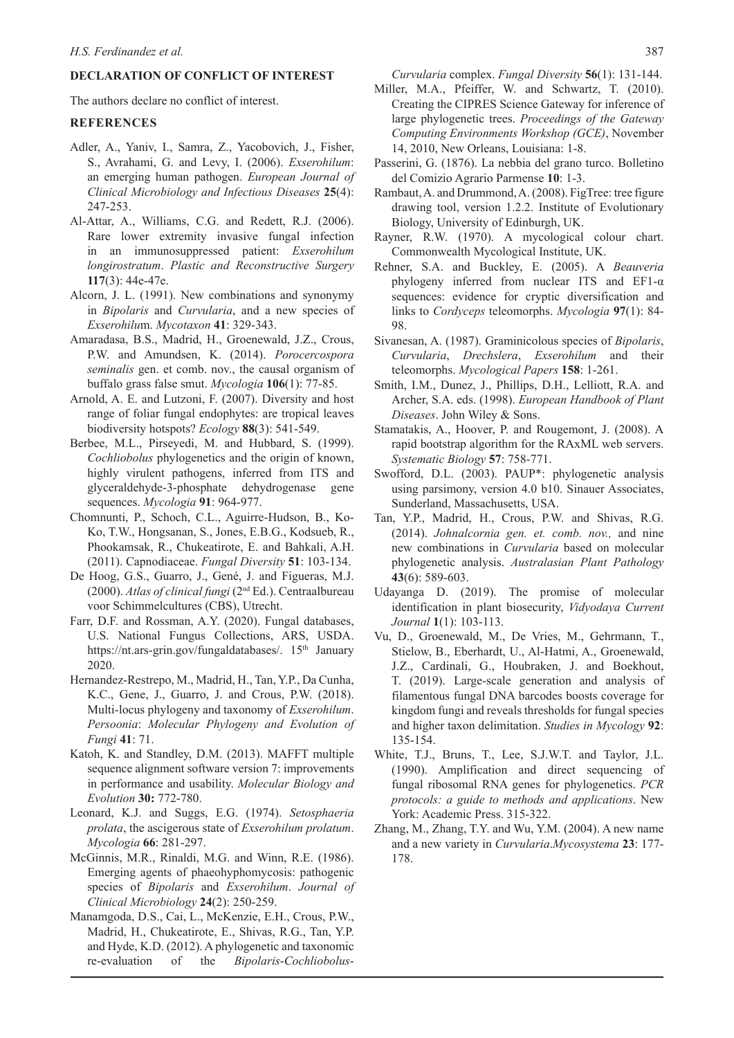## DECLARATION OF CONFLICT OF INTEREST

The authors declare no conflict of interest.

## REFERENCES

Adler, A., Yaniv, I., Samra, Z., Yacobovich, J., Fisher, S., Avrahami, G. and Levy, I. (2006). *Exserohilum*: an emerging human pathogen. *European Journal of Clinical Microbiology and Infectious Diseases* **25**(4): 247-253.

Al-Attar, A., Williams, C.G. and Redett, R.J. (2006). Rare lower extremity invasive fungal infection in an immunosuppressed patient: *Exserohilum longirostratum*. *Plastic and Reconstructive Surgery* **117**(3): 44e-47e.

Alcorn, J. L. (1991). New combinations and synonymy in *Bipolaris* and *Curvularia*, and a new species of *Exserohilu*m. *Mycotaxon* **41**: 329-343.

Amaradasa, B.S., Madrid, H., Groenewald, J.Z., Crous, P.W. and Amundsen, K. (2014). *Porocercospora seminalis* gen. et comb. nov., the causal organism of buffalo grass false smut. *Mycologia* **106**(1): 77-85.

Arnold, A. E. and Lutzoni, F. (2007). Diversity and host range of foliar fungal endophytes: are tropical leaves biodiversity hotspots? *Ecology* **88**(3): 541-549.

Berbee, M.L., Pirseyedi, M. and Hubbard, S. (1999). *Cochliobolus* phylogenetics and the origin of known, highly virulent pathogens, inferred from ITS and glyceraldehyde-3-phosphate dehydrogenase gene sequences. *Mycologia* **91**: 964-977.

Chomnunti, P., Schoch, C.L., Aguirre-Hudson, B., Ko-Ko, T.W., Hongsanan, S., Jones, E.B.G., Kodsueb, R., Phookamsak, R., Chukeatirote, E. and Bahkali, A.H. (2011). Capnodiaceae. *Fungal Diversity* **51**: 103-134.

De Hoog, G.S., Guarro, J., Gené, J. and Figueras, M.J. (2000). *Atlas of clinical fungi* (2nd Ed.). Centraalbureau voor Schimmelcultures (CBS), Utrecht.

Farr, D.F. and Rossman, A.Y. (2020). Fungal databases, U.S. National Fungus Collections, ARS, USDA. https://nt.ars-grin.gov/fungaldatabases/. 15th January 2020.

Hernandez-Restrepo, M., Madrid, H., Tan, Y.P., Da Cunha, K.C., Gene, J., Guarro, J. and Crous, P.W. (2018). Multi-locus phylogeny and taxonomy of *Exserohilum*. *Persoonia*: *Molecular Phylogeny and Evolution of Fungi* **41**: 71.

Katoh, K. and Standley, D.M. (2013). MAFFT multiple sequence alignment software version 7: improvements in performance and usability. *Molecular Biology and Evolution* **30:** 772-780.

Leonard, K.J. and Suggs, E.G. (1974). *Setosphaeria prolata*, the ascigerous state of *Exserohilum prolatum*. *Mycologia* **66**: 281-297.

McGinnis, M.R., Rinaldi, M.G. and Winn, R.E. (1986). Emerging agents of phaeohyphomycosis: pathogenic species of *Bipolaris* and *Exserohilum*. *Journal of Clinical Microbiology* **24**(2): 250-259.

Manamgoda, D.S., Cai, L., McKenzie, E.H., Crous, P.W., Madrid, H., Chukeatirote, E., Shivas, R.G., Tan, Y.P. and Hyde, K.D. (2012). A phylogenetic and taxonomic re-evaluation of the *Bipolaris-Cochliobolus-Curvularia* complex. *Fungal Diversity* **56**(1): 131-144.

Miller, M.A., Pfeiffer, W. and Schwartz, T. (2010). Creating the CIPRES Science Gateway for inference of large phylogenetic trees. *Proceedings of the Gateway Computing Environments Workshop (GCE)*, November 14, 2010, New Orleans, Louisiana: 1-8.

Passerini, G. (1876). La nebbia del grano turco. Bolletino del Comizio Agrario Parmense **10**: 1-3.

Rambaut, A. and Drummond, A. (2008). FigTree: tree figure drawing tool, version 1.2.2. Institute of Evolutionary Biology, University of Edinburgh, UK.

Rayner, R.W. (1970). A mycological colour chart. Commonwealth Mycological Institute, UK.

Rehner, S.A. and Buckley, E. (2005). A *Beauveria* phylogeny inferred from nuclear ITS and EF1-α sequences: evidence for cryptic diversification and links to *Cordyceps* teleomorphs. *Mycologia* **97**(1): 84-98.

Sivanesan, A. (1987). Graminicolous species of *Bipolaris*, *Curvularia*, *Drechslera*, *Exserohilum* and their teleomorphs. *Mycological Papers* **158**: 1-261.

Smith, I.M., Dunez, J., Phillips, D.H., Lelliott, R.A. and Archer, S.A. eds. (1998). *European Handbook of Plant Diseases*. John Wiley & Sons.

Stamatakis, A., Hoover, P. and Rougemont, J. (2008). A rapid bootstrap algorithm for the RAxML web servers. *Systematic Biology* **57**: 758-771.

Swofford, D.L. (2003). PAUP*: phylogenetic analysis using parsimony, version 4.0 b10. Sinauer Associates, Sunderland, Massachusetts, USA.

Tan, Y.P., Madrid, H., Crous, P.W. and Shivas, R.G. (2014). *Johnalcornia gen. et. comb. nov.,* and nine new combinations in *Curvularia* based on molecular phylogenetic analysis. *Australasian Plant Pathology* **43**(6): 589-603.

Udayanga D. (2019). The promise of molecular identification in plant biosecurity, *Vidyodaya Current Journal* **1**(1): 103-113.

Vu, D., Groenewald, M., De Vries, M., Gehrmann, T., Stielow, B., Eberhardt, U., Al-Hatmi, A., Groenewald, J.Z., Cardinali, G., Houbraken, J. and Boekhout, T. (2019). Large-scale generation and analysis of filamentous fungal DNA barcodes boosts coverage for kingdom fungi and reveals thresholds for fungal species and higher taxon delimitation. *Studies in Mycology* **92**: 135-154.

White, T.J., Bruns, T., Lee, S.J.W.T. and Taylor, J.L. (1990). Amplification and direct sequencing of fungal ribosomal RNA genes for phylogenetics. *PCR protocols: a guide to methods and applications*. New York: Academic Press. 315-322.

Zhang, M., Zhang, T.Y. and Wu, Y.M. (2004). A new name and a new variety in *Curvularia*.*Mycosystema* **23**: 177-178.